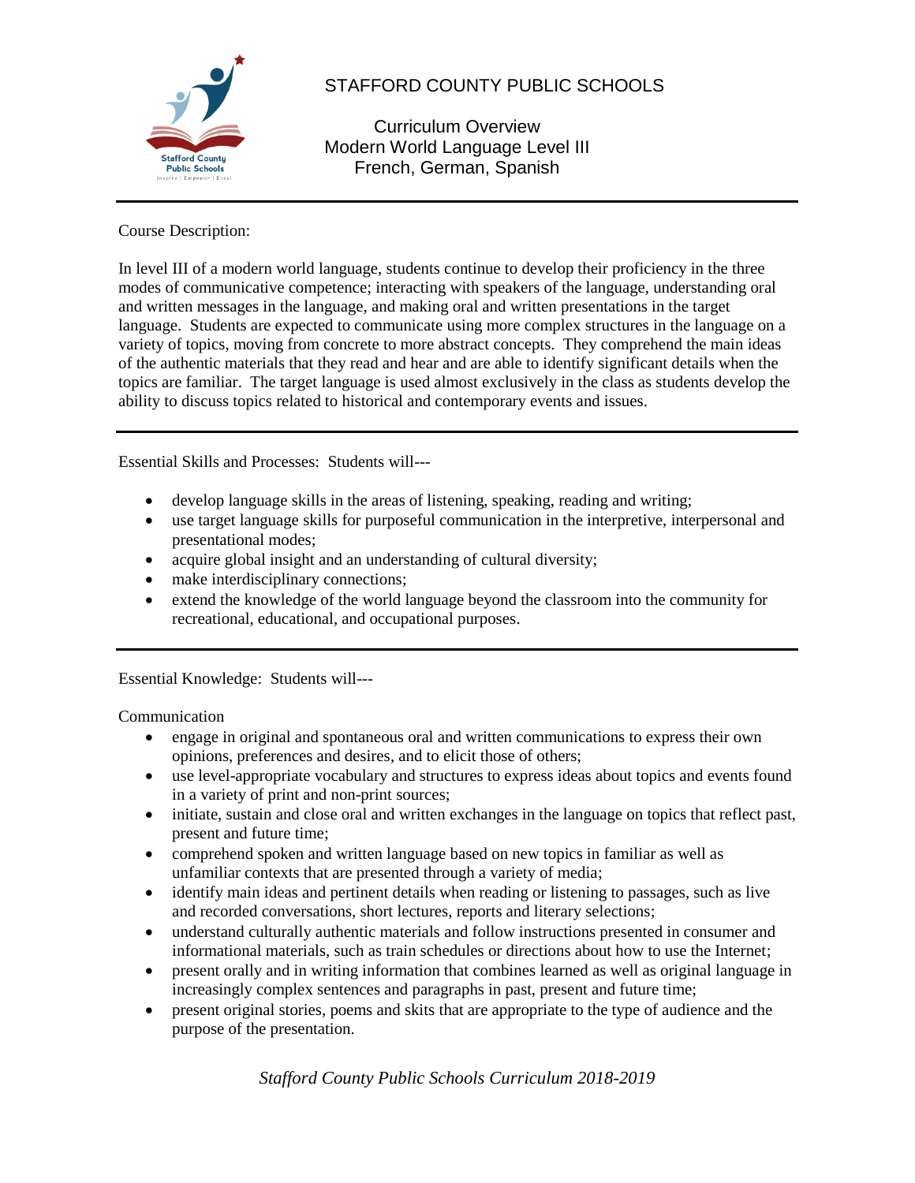# STAFFORD COUNTY PUBLIC SCHOOLS

## Curriculum Overview
## Modern World Language Level III
## French, German, Spanish

---

Course Description:

In level III of a modern world language, students continue to develop their proficiency in the three modes of communicative competence; interacting with speakers of the language, understanding oral and written messages in the language, and making oral and written presentations in the target language. Students are expected to communicate using more complex structures in the language on a variety of topics, moving from concrete to more abstract concepts. They comprehend the main ideas of the authentic materials that they read and hear and are able to identify significant details when the topics are familiar. The target language is used almost exclusively in the class as students develop the ability to discuss topics related to historical and contemporary events and issues.

---

Essential Skills and Processes: Students will---

- develop language skills in the areas of listening, speaking, reading and writing;
- use target language skills for purposeful communication in the interpretive, interpersonal and presentational modes;
- acquire global insight and an understanding of cultural diversity;
- make interdisciplinary connections;
- extend the knowledge of the world language beyond the classroom into the community for recreational, educational, and occupational purposes.

---

Essential Knowledge: Students will---

Communication

- engage in original and spontaneous oral and written communications to express their own opinions, preferences and desires, and to elicit those of others;
- use level-appropriate vocabulary and structures to express ideas about topics and events found in a variety of print and non-print sources;
- initiate, sustain and close oral and written exchanges in the language on topics that reflect past, present and future time;
- comprehend spoken and written language based on new topics in familiar as well as unfamiliar contexts that are presented through a variety of media;
- identify main ideas and pertinent details when reading or listening to passages, such as live and recorded conversations, short lectures, reports and literary selections;
- understand culturally authentic materials and follow instructions presented in consumer and informational materials, such as train schedules or directions about how to use the Internet;
- present orally and in writing information that combines learned as well as original language in increasingly complex sentences and paragraphs in past, present and future time;
- present original stories, poems and skits that are appropriate to the type of audience and the purpose of the presentation.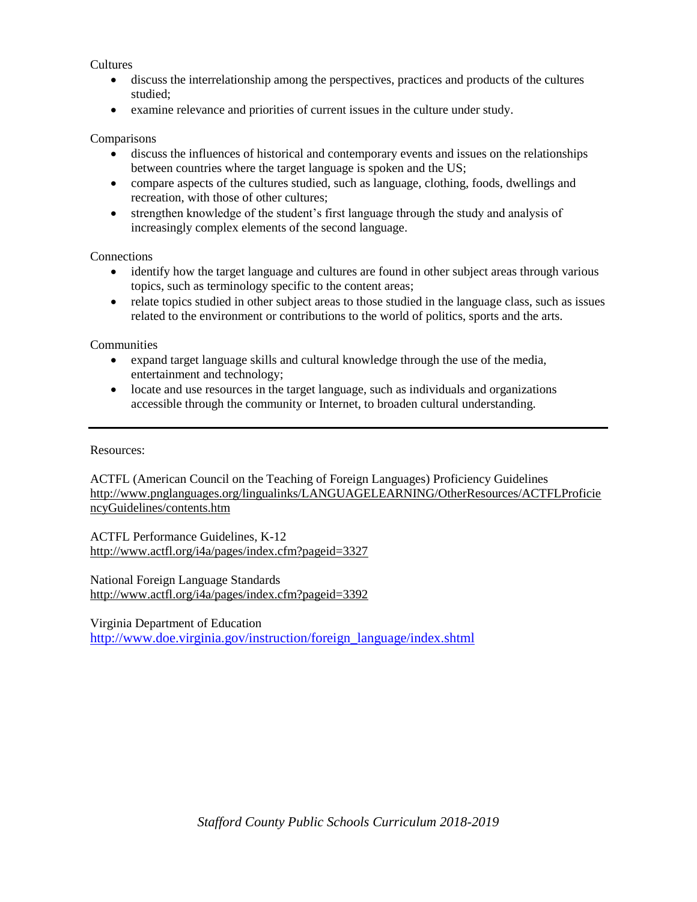Cultures

- discuss the interrelationship among the perspectives, practices and products of the cultures studied;
- examine relevance and priorities of current issues in the culture under study.

Comparisons

- discuss the influences of historical and contemporary events and issues on the relationships between countries where the target language is spoken and the US;
- compare aspects of the cultures studied, such as language, clothing, foods, dwellings and recreation, with those of other cultures;
- strengthen knowledge of the student's first language through the study and analysis of increasingly complex elements of the second language.

Connections

- identify how the target language and cultures are found in other subject areas through various topics, such as terminology specific to the content areas;
- relate topics studied in other subject areas to those studied in the language class, such as issues related to the environment or contributions to the world of politics, sports and the arts.

Communities

- expand target language skills and cultural knowledge through the use of the media, entertainment and technology;
- locate and use resources in the target language, such as individuals and organizations accessible through the community or Internet, to broaden cultural understanding.

---

Resources:

ACTFL (American Council on the Teaching of Foreign Languages) Proficiency Guidelines
http://www.pnglanguages.org/lingualinks/LANGUAGELEARNING/OtherResources/ACTFLProficiencyGuidelines/contents.htm

ACTFL Performance Guidelines, K-12
http://www.actfl.org/i4a/pages/index.cfm?pageid=3327

National Foreign Language Standards
http://www.actfl.org/i4a/pages/index.cfm?pageid=3392

Virginia Department of Education
http://www.doe.virginia.gov/instruction/foreign_language/index.shtml